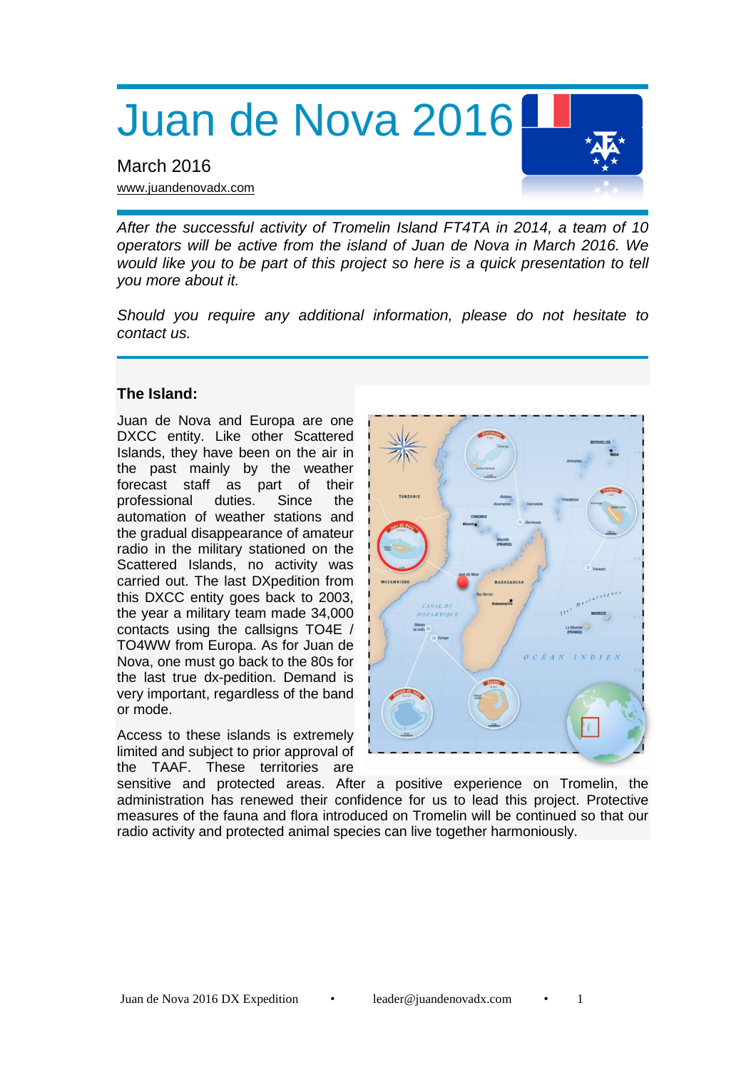# Juan de Nova 2016

March 2016

www.juandenovadx.com

*After the successful activity of Tromelin Island FT4TA in 2014, a team of 10 operators will be active from the island of Juan de Nova in March 2016. We would like you to be part of this project so here is a quick presentation to tell you more about it.*

*Should you require any additional information, please do not hesitate to contact us.*

## The Island:

Juan de Nova and Europa are one DXCC entity. Like other Scattered Islands, they have been on the air in the past mainly by the weather forecast staff as part of their professional duties. Since the automation of weather stations and the gradual disappearance of amateur radio in the military stationed on the Scattered Islands, no activity was carried out. The last DXpedition from this DXCC entity goes back to 2003, the year a military team made 34,000 contacts using the callsigns TO4E / TO4WW from Europa. As for Juan de Nova, one must go back to the 80s for the last true dx-pedition. Demand is very important, regardless of the band or mode.

Access to these islands is extremely limited and subject to prior approval of the TAAF. These territories are sensitive and protected areas. After a positive experience on Tromelin, the administration has renewed their confidence for us to lead this project. Protective measures of the fauna and flora introduced on Tromelin will be continued so that our radio activity and protected animal species can live together harmoniously.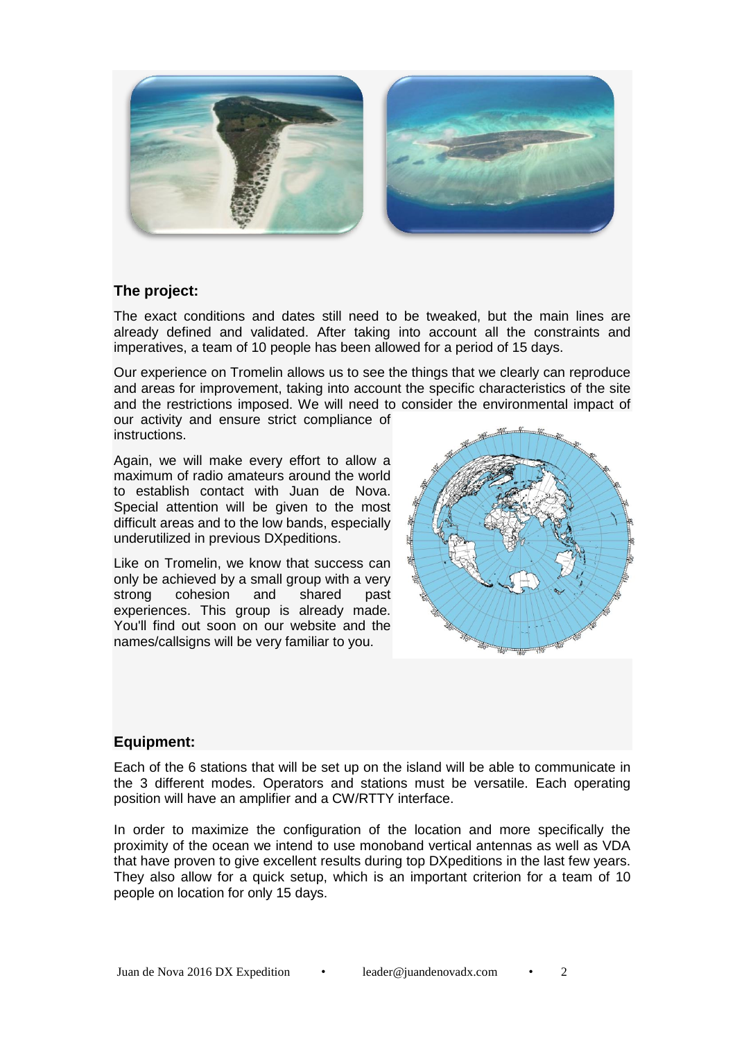## The project:

The exact conditions and dates still need to be tweaked, but the main lines are already defined and validated. After taking into account all the constraints and imperatives, a team of 10 people has been allowed for a period of 15 days.

Our experience on Tromelin allows us to see the things that we clearly can reproduce and areas for improvement, taking into account the specific characteristics of the site and the restrictions imposed. We will need to consider the environmental impact of our activity and ensure strict compliance of instructions.

Again, we will make every effort to allow a maximum of radio amateurs around the world to establish contact with Juan de Nova. Special attention will be given to the most difficult areas and to the low bands, especially underutilized in previous DXpeditions.

Like on Tromelin, we know that success can only be achieved by a small group with a very strong cohesion and shared past experiences. This group is already made. You'll find out soon on our website and the names/callsigns will be very familiar to you.

## Equipment:

Each of the 6 stations that will be set up on the island will be able to communicate in the 3 different modes. Operators and stations must be versatile. Each operating position will have an amplifier and a CW/RTTY interface.

In order to maximize the configuration of the location and more specifically the proximity of the ocean we intend to use monoband vertical antennas as well as VDA that have proven to give excellent results during top DXpeditions in the last few years. They also allow for a quick setup, which is an important criterion for a team of 10 people on location for only 15 days.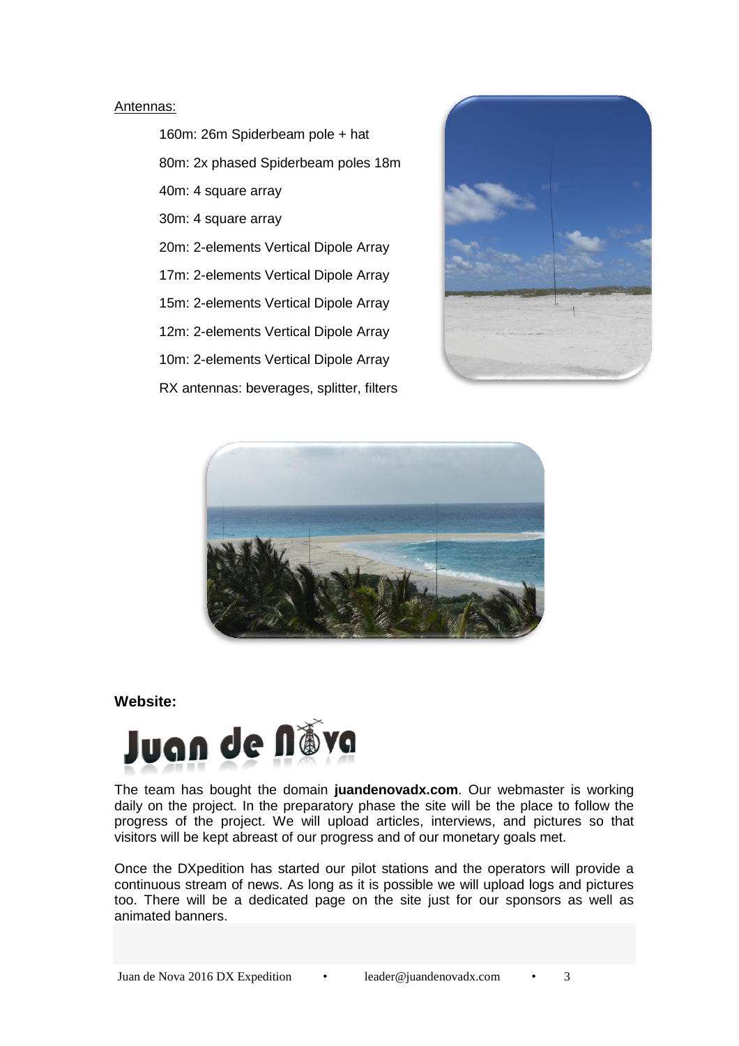Antennas:

- 160m: 26m Spiderbeam pole + hat
- 80m: 2x phased Spiderbeam poles 18m
- 40m: 4 square array
- 30m: 4 square array
- 20m: 2-elements Vertical Dipole Array
- 17m: 2-elements Vertical Dipole Array
- 15m: 2-elements Vertical Dipole Array
- 12m: 2-elements Vertical Dipole Array
- 10m: 2-elements Vertical Dipole Array
- RX antennas: beverages, splitter, filters

**Website:**

Juan de Nova

The team has bought the domain **juandenovadx.com**. Our webmaster is working daily on the project. In the preparatory phase the site will be the place to follow the progress of the project. We will upload articles, interviews, and pictures so that visitors will be kept abreast of our progress and of our monetary goals met.

Once the DXpedition has started our pilot stations and the operators will provide a continuous stream of news. As long as it is possible we will upload logs and pictures too. There will be a dedicated page on the site just for our sponsors as well as animated banners.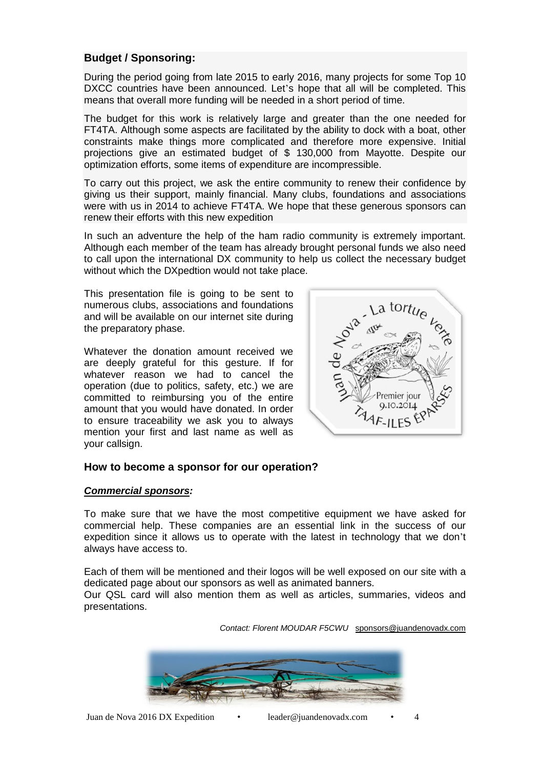## Budget / Sponsoring:

During the period going from late 2015 to early 2016, many projects for some Top 10 DXCC countries have been announced. Let's hope that all will be completed. This means that overall more funding will be needed in a short period of time.

The budget for this work is relatively large and greater than the one needed for FT4TA. Although some aspects are facilitated by the ability to dock with a boat, other constraints make things more complicated and therefore more expensive. Initial projections give an estimated budget of $ 130,000 from Mayotte. Despite our optimization efforts, some items of expenditure are incompressible.

To carry out this project, we ask the entire community to renew their confidence by giving us their support, mainly financial. Many clubs, foundations and associations were with us in 2014 to achieve FT4TA. We hope that these generous sponsors can renew their efforts with this new expedition

In such an adventure the help of the ham radio community is extremely important. Although each member of the team has already brought personal funds we also need to call upon the international DX community to help us collect the necessary budget without which the DXpedtion would not take place.

This presentation file is going to be sent to numerous clubs, associations and foundations and will be available on our internet site during the preparatory phase.

Whatever the donation amount received we are deeply grateful for this gesture. If for whatever reason we had to cancel the operation (due to politics, safety, etc.) we are committed to reimbursing you of the entire amount that you would have donated. In order to ensure traceability we ask you to always mention your first and last name as well as your callsign.

## How to become a sponsor for our operation?

***Commercial sponsors:***

To make sure that we have the most competitive equipment we have asked for commercial help. These companies are an essential link in the success of our expedition since it allows us to operate with the latest in technology that we don't always have access to.

Each of them will be mentioned and their logos will be well exposed on our site with a dedicated page about our sponsors as well as animated banners.
Our QSL card will also mention them as well as articles, summaries, videos and presentations.

*Contact: Florent MOUDAR F5CWU* sponsors@juandenovadx.com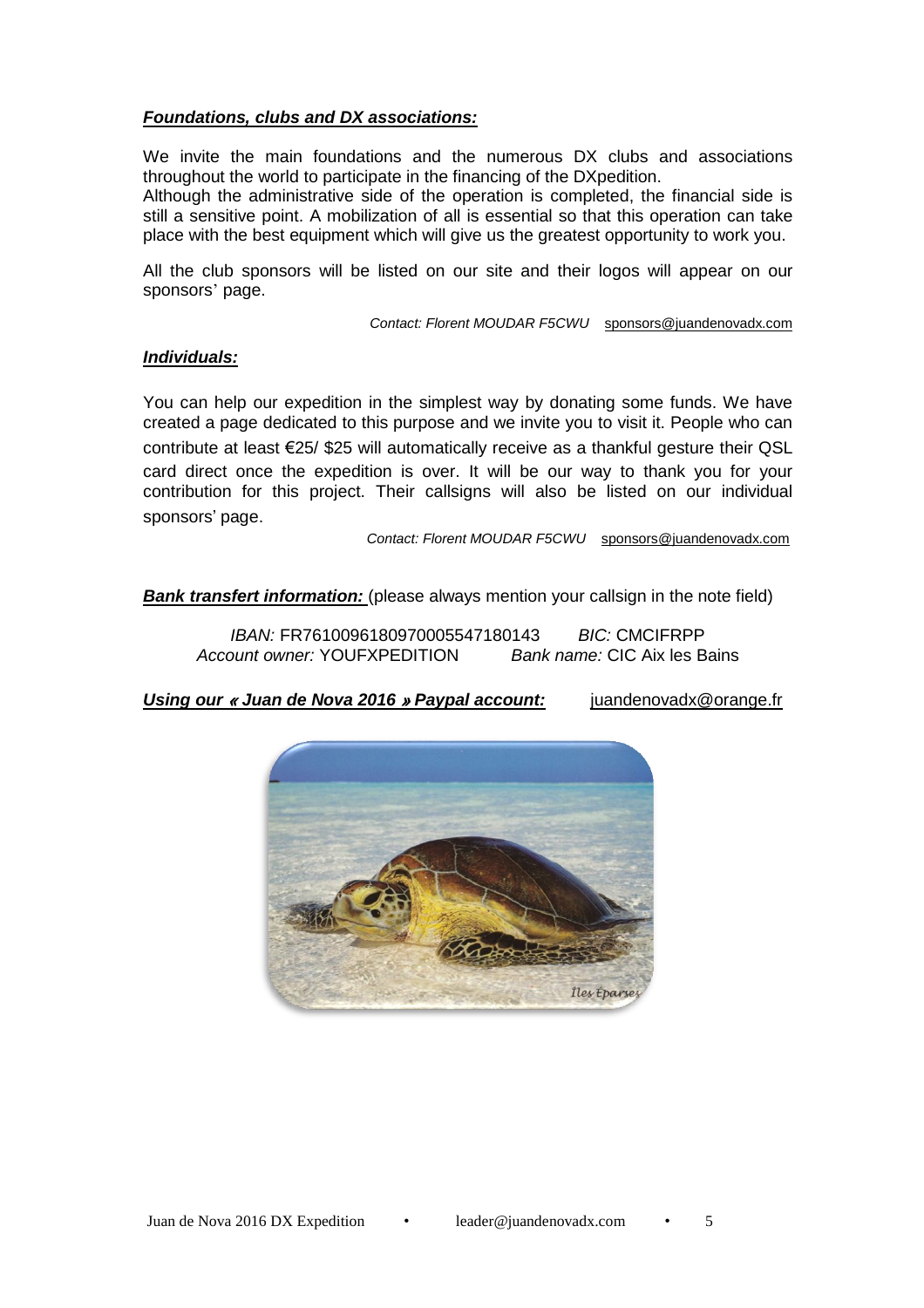***Foundations, clubs and DX associations:***

We invite the main foundations and the numerous DX clubs and associations throughout the world to participate in the financing of the DXpedition.
Although the administrative side of the operation is completed, the financial side is still a sensitive point. A mobilization of all is essential so that this operation can take place with the best equipment which will give us the greatest opportunity to work you.

All the club sponsors will be listed on our site and their logos will appear on our sponsors' page.

*Contact: Florent MOUDAR F5CWU* sponsors@juandenovadx.com

***Individuals:***

You can help our expedition in the simplest way by donating some funds. We have created a page dedicated to this purpose and we invite you to visit it. People who can contribute at least €25/ $25 will automatically receive as a thankful gesture their QSL card direct once the expedition is over. It will be our way to thank you for your contribution for this project. Their callsigns will also be listed on our individual sponsors' page.

*Contact: Florent MOUDAR F5CWU* sponsors@juandenovadx.com

***Bank transfert information:*** (please always mention your callsign in the note field)

*IBAN:* FR7610096180970005547180143 *BIC:* CMCIFRPP
*Account owner:* YOUFXPEDITION *Bank name:* CIC Aix les Bains

***Using our « Juan de Nova 2016 » Paypal account:*** juandenovadx@orange.fr